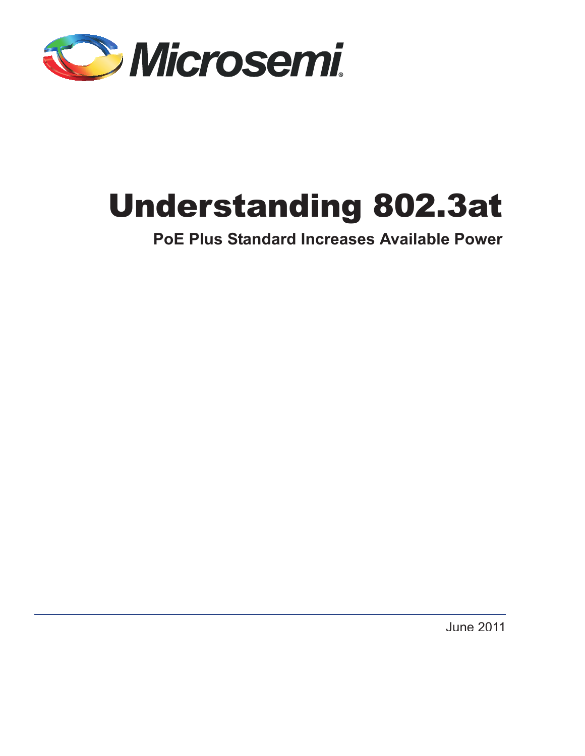Microsemi

# Understanding 802.3at

**PoE Plus Standard Increases Available Power**

June 2011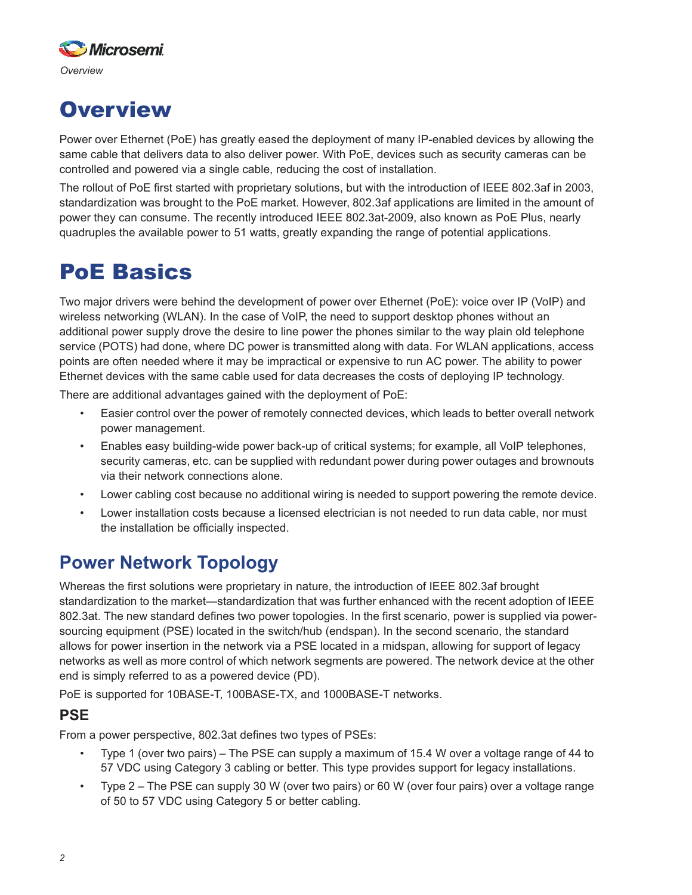# Overview

Power over Ethernet (PoE) has greatly eased the deployment of many IP-enabled devices by allowing the same cable that delivers data to also deliver power. With PoE, devices such as security cameras can be controlled and powered via a single cable, reducing the cost of installation.

The rollout of PoE first started with proprietary solutions, but with the introduction of IEEE 802.3af in 2003, standardization was brought to the PoE market. However, 802.3af applications are limited in the amount of power they can consume. The recently introduced IEEE 802.3at-2009, also known as PoE Plus, nearly quadruples the available power to 51 watts, greatly expanding the range of potential applications.

# PoE Basics

Two major drivers were behind the development of power over Ethernet (PoE): voice over IP (VoIP) and wireless networking (WLAN). In the case of VoIP, the need to support desktop phones without an additional power supply drove the desire to line power the phones similar to the way plain old telephone service (POTS) had done, where DC power is transmitted along with data. For WLAN applications, access points are often needed where it may be impractical or expensive to run AC power. The ability to power Ethernet devices with the same cable used for data decreases the costs of deploying IP technology.

There are additional advantages gained with the deployment of PoE:

- Easier control over the power of remotely connected devices, which leads to better overall network power management.
- Enables easy building-wide power back-up of critical systems; for example, all VoIP telephones, security cameras, etc. can be supplied with redundant power during power outages and brownouts via their network connections alone.
- Lower cabling cost because no additional wiring is needed to support powering the remote device.
- Lower installation costs because a licensed electrician is not needed to run data cable, nor must the installation be officially inspected.

## Power Network Topology

Whereas the first solutions were proprietary in nature, the introduction of IEEE 802.3af brought standardization to the market—standardization that was further enhanced with the recent adoption of IEEE 802.3at. The new standard defines two power topologies. In the first scenario, power is supplied via power-sourcing equipment (PSE) located in the switch/hub (endspan). In the second scenario, the standard allows for power insertion in the network via a PSE located in a midspan, allowing for support of legacy networks as well as more control of which network segments are powered. The network device at the other end is simply referred to as a powered device (PD).

PoE is supported for 10BASE-T, 100BASE-TX, and 1000BASE-T networks.

### PSE

From a power perspective, 802.3at defines two types of PSEs:

- Type 1 (over two pairs) – The PSE can supply a maximum of 15.4 W over a voltage range of 44 to 57 VDC using Category 3 cabling or better. This type provides support for legacy installations.
- Type 2 – The PSE can supply 30 W (over two pairs) or 60 W (over four pairs) over a voltage range of 50 to 57 VDC using Category 5 or better cabling.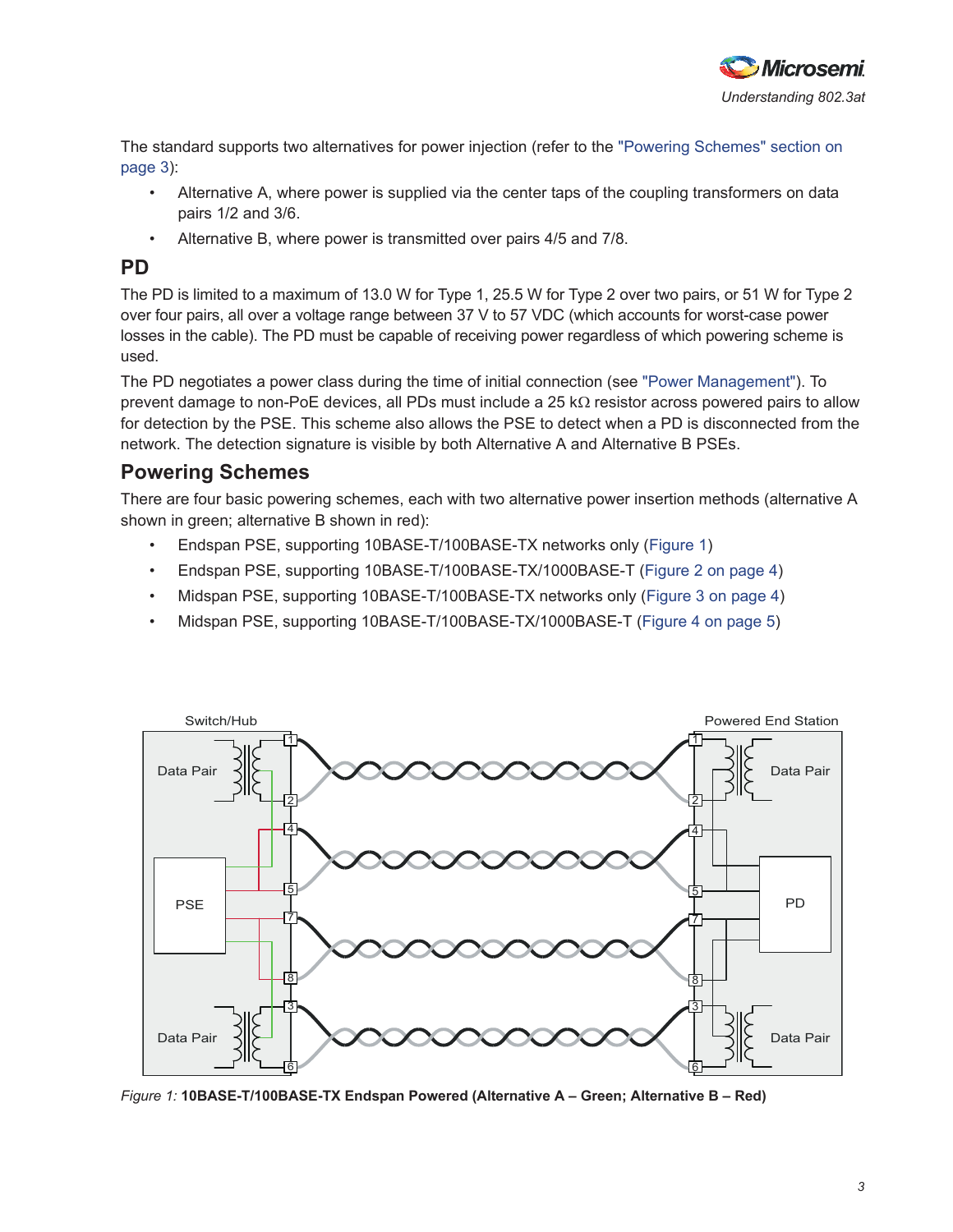The standard supports two alternatives for power injection (refer to the "Powering Schemes" section on page 3):

- Alternative A, where power is supplied via the center taps of the coupling transformers on data pairs 1/2 and 3/6.
- Alternative B, where power is transmitted over pairs 4/5 and 7/8.

## PD

The PD is limited to a maximum of 13.0 W for Type 1, 25.5 W for Type 2 over two pairs, or 51 W for Type 2 over four pairs, all over a voltage range between 37 V to 57 VDC (which accounts for worst-case power losses in the cable). The PD must be capable of receiving power regardless of which powering scheme is used.

The PD negotiates a power class during the time of initial connection (see "Power Management"). To prevent damage to non-PoE devices, all PDs must include a 25 kΩ resistor across powered pairs to allow for detection by the PSE. This scheme also allows the PSE to detect when a PD is disconnected from the network. The detection signature is visible by both Alternative A and Alternative B PSEs.

## Powering Schemes

There are four basic powering schemes, each with two alternative power insertion methods (alternative A shown in green; alternative B shown in red):

- Endspan PSE, supporting 10BASE-T/100BASE-TX networks only (Figure 1)
- Endspan PSE, supporting 10BASE-T/100BASE-TX/1000BASE-T (Figure 2 on page 4)
- Midspan PSE, supporting 10BASE-T/100BASE-TX networks only (Figure 3 on page 4)
- Midspan PSE, supporting 10BASE-T/100BASE-TX/1000BASE-T (Figure 4 on page 5)

*Figure 1:* **10BASE-T/100BASE-TX Endspan Powered (Alternative A – Green; Alternative B – Red)**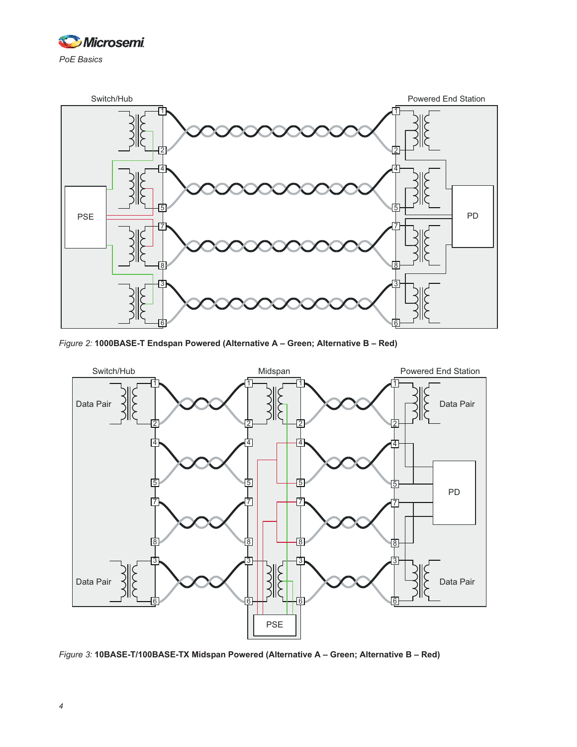*Figure 2:* **1000BASE-T Endspan Powered (Alternative A – Green; Alternative B – Red)**

*Figure 3:* **10BASE-T/100BASE-TX Midspan Powered (Alternative A – Green; Alternative B – Red)**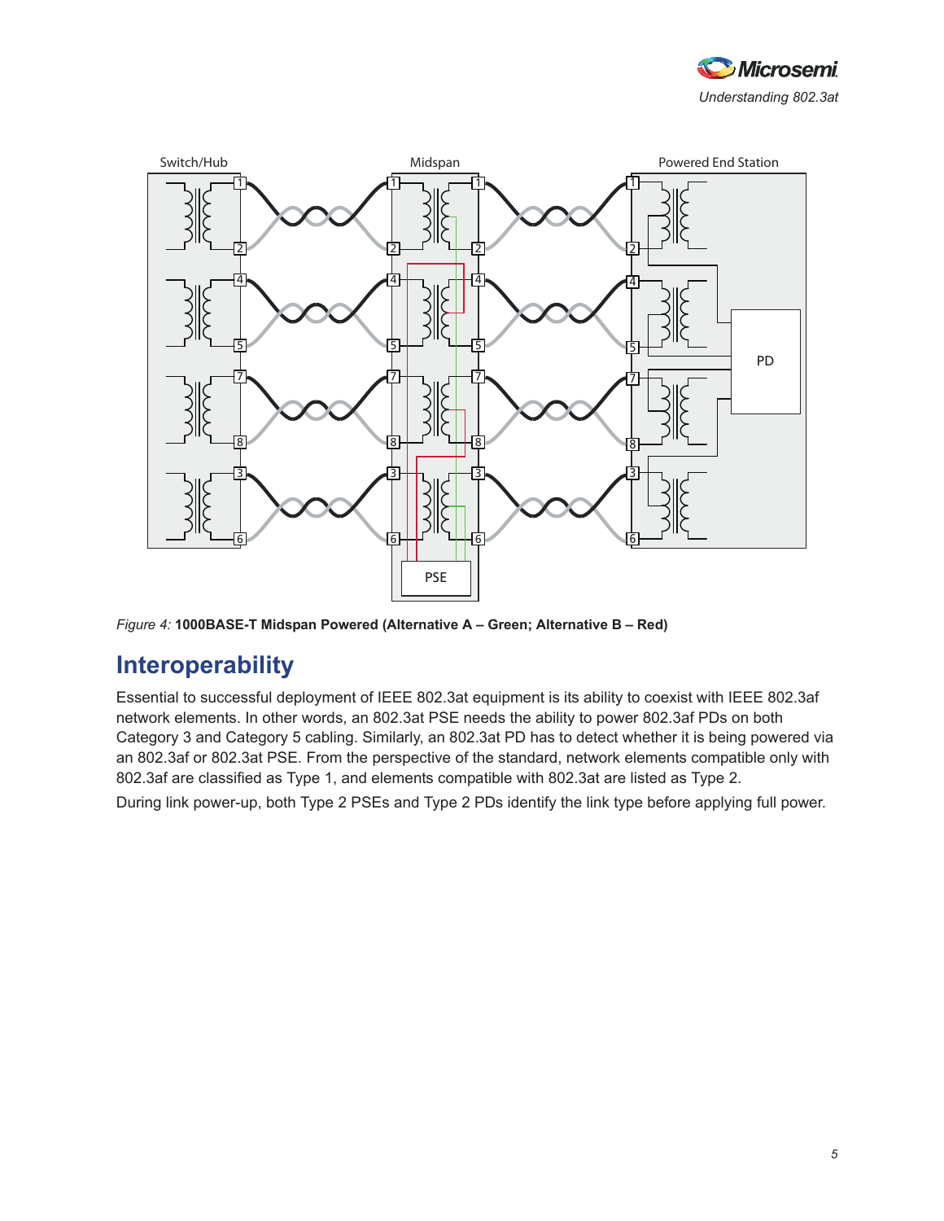*Figure 4:* **1000BASE-T Midspan Powered (Alternative A – Green; Alternative B – Red)**

## Interoperability

Essential to successful deployment of IEEE 802.3at equipment is its ability to coexist with IEEE 802.3af network elements. In other words, an 802.3at PSE needs the ability to power 802.3af PDs on both Category 3 and Category 5 cabling. Similarly, an 802.3at PD has to detect whether it is being powered via an 802.3af or 802.3at PSE. From the perspective of the standard, network elements compatible only with 802.3af are classified as Type 1, and elements compatible with 802.3at are listed as Type 2.

During link power-up, both Type 2 PSEs and Type 2 PDs identify the link type before applying full power.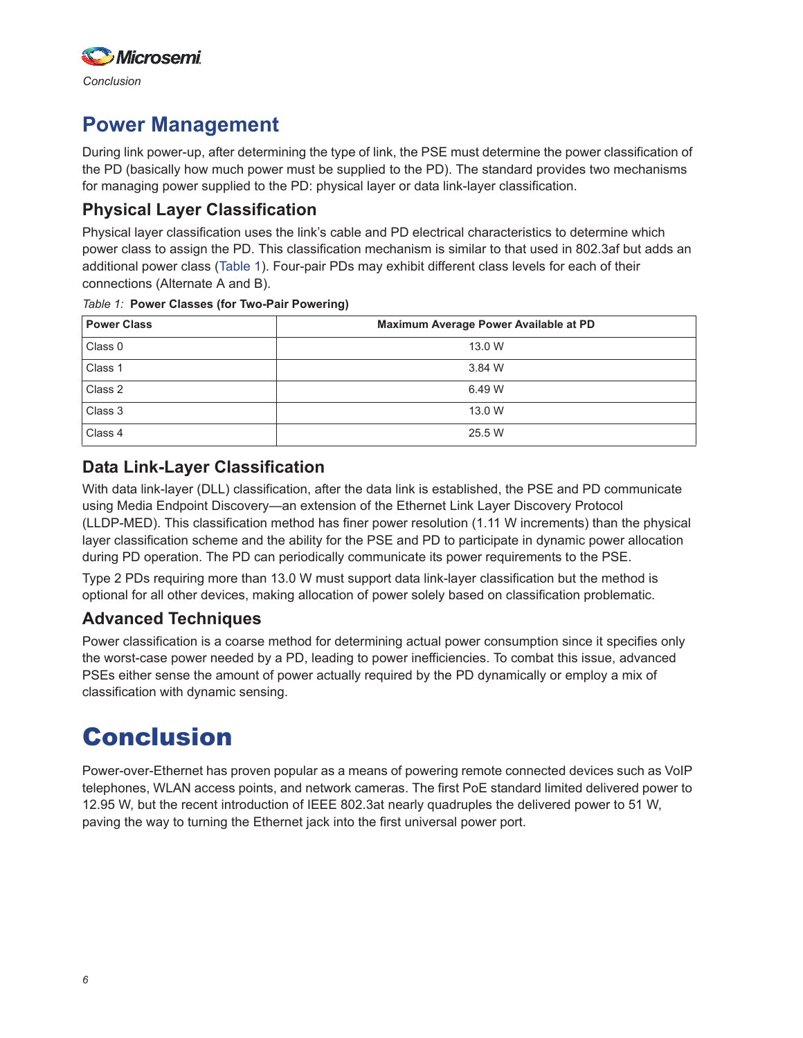## Power Management

During link power-up, after determining the type of link, the PSE must determine the power classification of the PD (basically how much power must be supplied to the PD). The standard provides two mechanisms for managing power supplied to the PD: physical layer or data link-layer classification.

### Physical Layer Classification

Physical layer classification uses the link's cable and PD electrical characteristics to determine which power class to assign the PD. This classification mechanism is similar to that used in 802.3af but adds an additional power class (Table 1). Four-pair PDs may exhibit different class levels for each of their connections (Alternate A and B).

*Table 1:* **Power Classes (for Two-Pair Powering)**

| Power Class | Maximum Average Power Available at PD |
|---|---|
| Class 0 | 13.0 W |
| Class 1 | 3.84 W |
| Class 2 | 6.49 W |
| Class 3 | 13.0 W |
| Class 4 | 25.5 W |

### Data Link-Layer Classification

With data link-layer (DLL) classification, after the data link is established, the PSE and PD communicate using Media Endpoint Discovery—an extension of the Ethernet Link Layer Discovery Protocol (LLDP-MED). This classification method has finer power resolution (1.11 W increments) than the physical layer classification scheme and the ability for the PSE and PD to participate in dynamic power allocation during PD operation. The PD can periodically communicate its power requirements to the PSE.

Type 2 PDs requiring more than 13.0 W must support data link-layer classification but the method is optional for all other devices, making allocation of power solely based on classification problematic.

### Advanced Techniques

Power classification is a coarse method for determining actual power consumption since it specifies only the worst-case power needed by a PD, leading to power inefficiencies. To combat this issue, advanced PSEs either sense the amount of power actually required by the PD dynamically or employ a mix of classification with dynamic sensing.

# Conclusion

Power-over-Ethernet has proven popular as a means of powering remote connected devices such as VoIP telephones, WLAN access points, and network cameras. The first PoE standard limited delivered power to 12.95 W, but the recent introduction of IEEE 802.3at nearly quadruples the delivered power to 51 W, paving the way to turning the Ethernet jack into the first universal power port.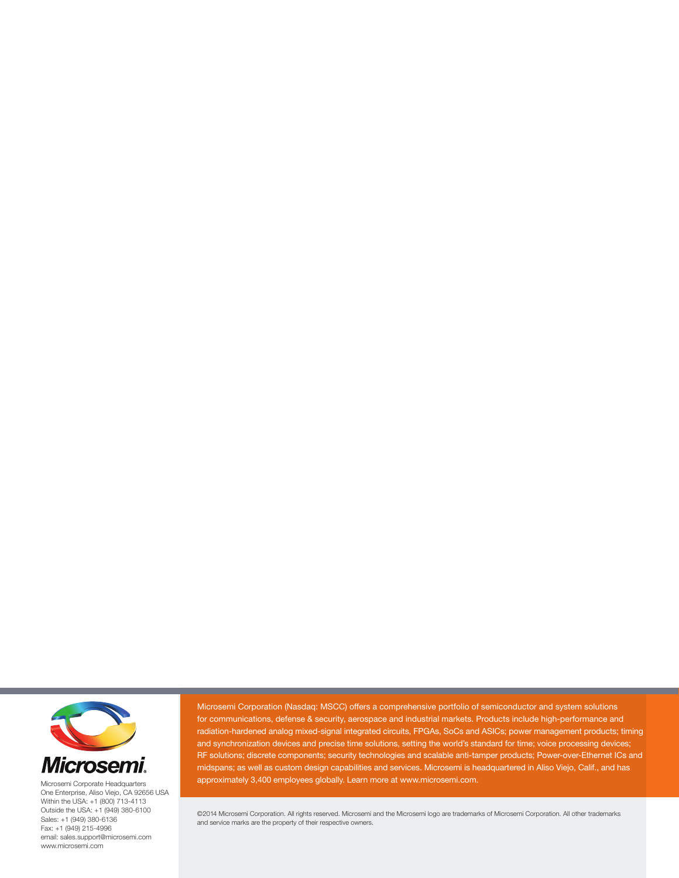Microsemi Corporate Headquarters
One Enterprise, Aliso Viejo, CA 92656 USA
Within the USA: +1 (800) 713-4113
Outside the USA: +1 (949) 380-6100
Sales: +1 (949) 380-6136
Fax: +1 (949) 215-4996
email: sales.support@microsemi.com
www.microsemi.com

Microsemi Corporation (Nasdaq: MSCC) offers a comprehensive portfolio of semiconductor and system solutions for communications, defense & security, aerospace and industrial markets. Products include high-performance and radiation-hardened analog mixed-signal integrated circuits, FPGAs, SoCs and ASICs; power management products; timing and synchronization devices and precise time solutions, setting the world's standard for time; voice processing devices; RF solutions; discrete components; security technologies and scalable anti-tamper products; Power-over-Ethernet ICs and midspans; as well as custom design capabilities and services. Microsemi is headquartered in Aliso Viejo, Calif., and has approximately 3,400 employees globally. Learn more at www.microsemi.com.

©2014 Microsemi Corporation. All rights reserved. Microsemi and the Microsemi logo are trademarks of Microsemi Corporation. All other trademarks and service marks are the property of their respective owners.